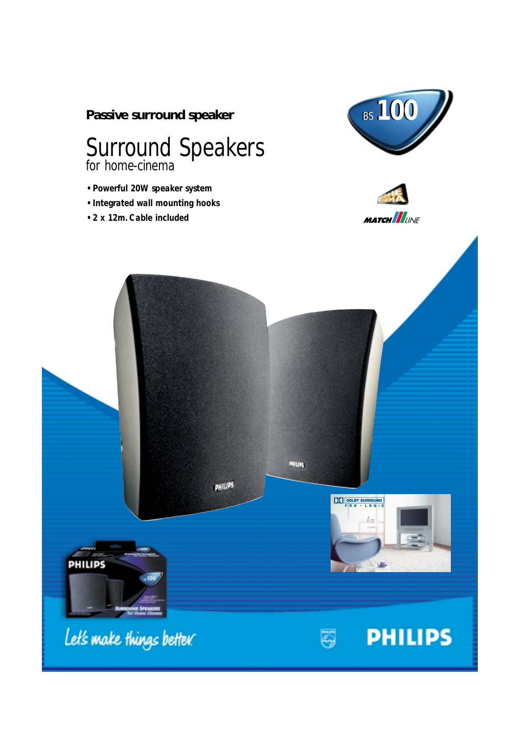**Passive surround speaker**

# Surround Speakers

for home-cinema

- Powerful 20W speaker system
- Integrated wall mounting hooks
- 2 x 12m. Cable included

BS 100

Let's make things better.

PHILIPS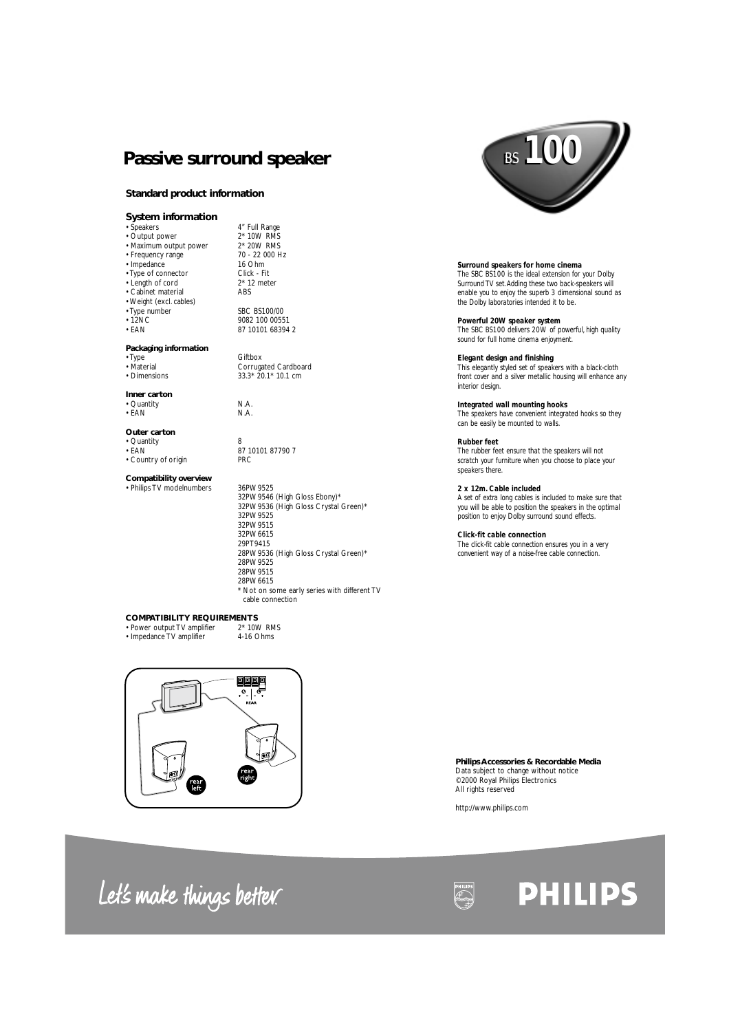# Passive surround speaker

BS 100

## Standard product information

### System information

| | |
|---|---|
| • Speakers | 4" Full Range |
| • Output power | 2* 10W RMS |
| • Maximum output power | 2* 20W RMS |
| • Frequency range | 70 - 22 000 Hz |
| • Impedance | 16 Ohm |
| • Type of connector | Click - Fit |
| • Length of cord | 2* 12 meter |
| • Cabinet material | ABS |
| • Weight (excl. cables) | |
| • Type number | SBC BS100/00 |
| • 12NC | 9082 100 00551 |
| • EAN | 87 10101 68394 2 |

### Packaging information

| | |
|---|---|
| • Type | Giftbox |
| • Material | Corrugated Cardboard |
| • Dimensions | 33.3* 20.1* 10.1 cm |

### Inner carton

| | |
|---|---|
| • Quantity | N.A. |
| • EAN | N.A. |

### Outer carton

| | |
|---|---|
| • Quantity | 8 |
| • EAN | 87 10101 87790 7 |
| • Country of origin | PRC |

### Compatibility overview

• Philips TV modelnumbers

36PW 9525
32PW 9546 (High Gloss Ebony)*
32PW 9536 (High Gloss Crystal Green)*
32PW 9525
32PW 9515
32PW 6615
29PT9415
28PW 9536 (High Gloss Crystal Green)*
28PW 9525
28PW 9515
28PW 6615
* Not on some early series with different TV cable connection

### COMPATIBILITY REQUIREMENTS

| | |
|---|---|
| • Power output TV amplifier | 2* 10W RMS |
| • Impedance TV amplifier | 4-16 Ohms |

REAR

rear left

rear right

**Surround speakers for home cinema**
The SBC BS100 is the ideal extension for your Dolby Surround TV set. Adding these two back-speakers will enable you to enjoy the superb 3 dimensional sound as the Dolby laboratories intended it to be.

**Powerful 20W speaker system**
The SBC BS100 delivers 20W of powerful, high quality sound for full home cinema enjoyment.

**Elegant design and finishing**
This elegantly styled set of speakers with a black-cloth front cover and a silver metallic housing will enhance any interior design.

**Integrated wall mounting hooks**
The speakers have convenient integrated hooks so they can be easily be mounted to walls.

**Rubber feet**
The rubber feet ensure that the speakers will not scratch your furniture when you choose to place your speakers there.

**2 x 12m. Cable included**
A set of extra long cables is included to make sure that you will be able to position the speakers in the optimal position to enjoy Dolby surround sound effects.

**Click-fit cable connection**
The click-fit cable connection ensures you in a very convenient way of a noise-free cable connection.

**Philips Accessories & Recordable Media**
Data subject to change without notice
©2000 Royal Philips Electronics
All rights reserved

http://www.philips.com

Let's make things better.

PHILIPS